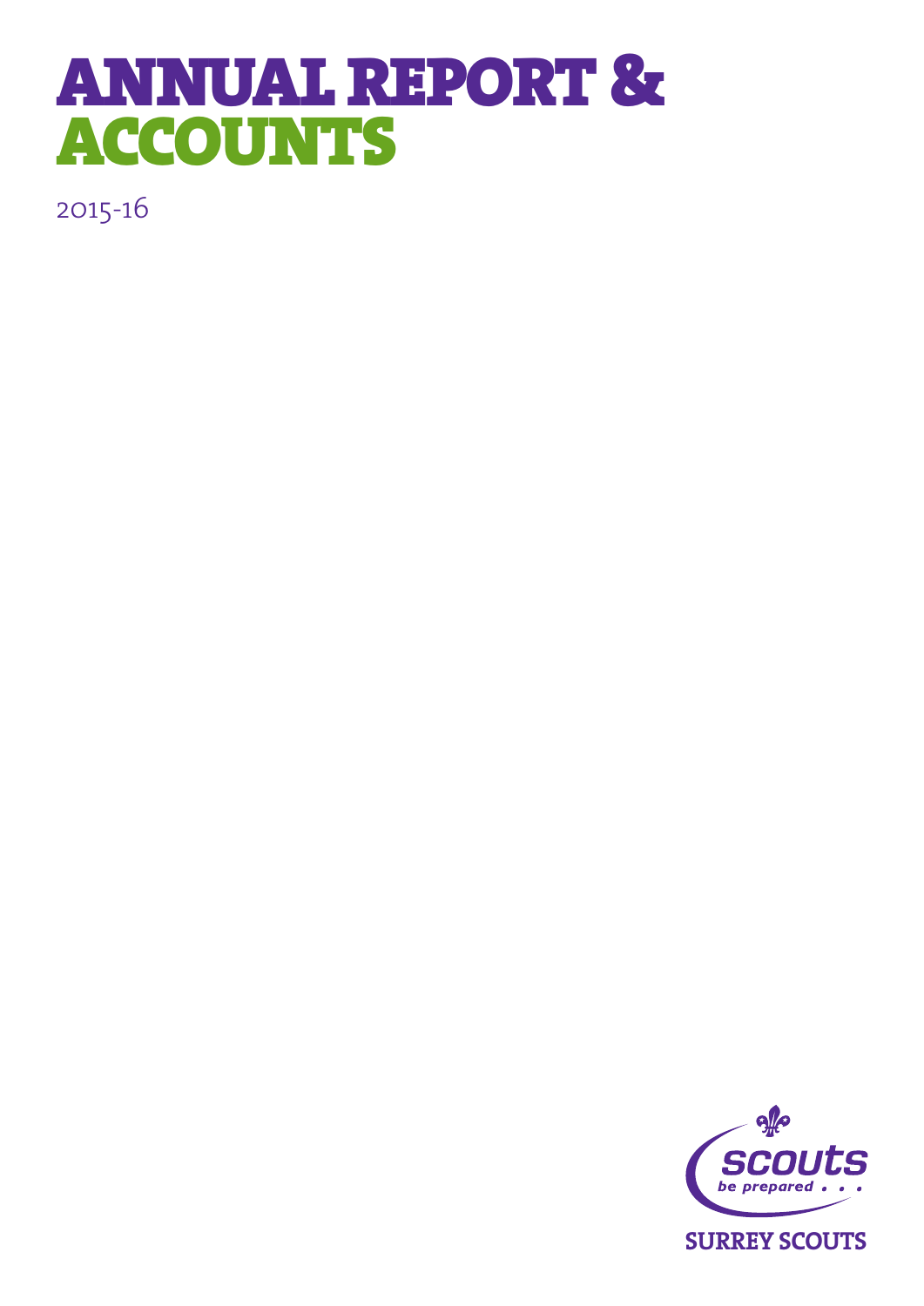# ANNUAL REPORT & ACCOUNTS

2015-16

SURREY SCOUTS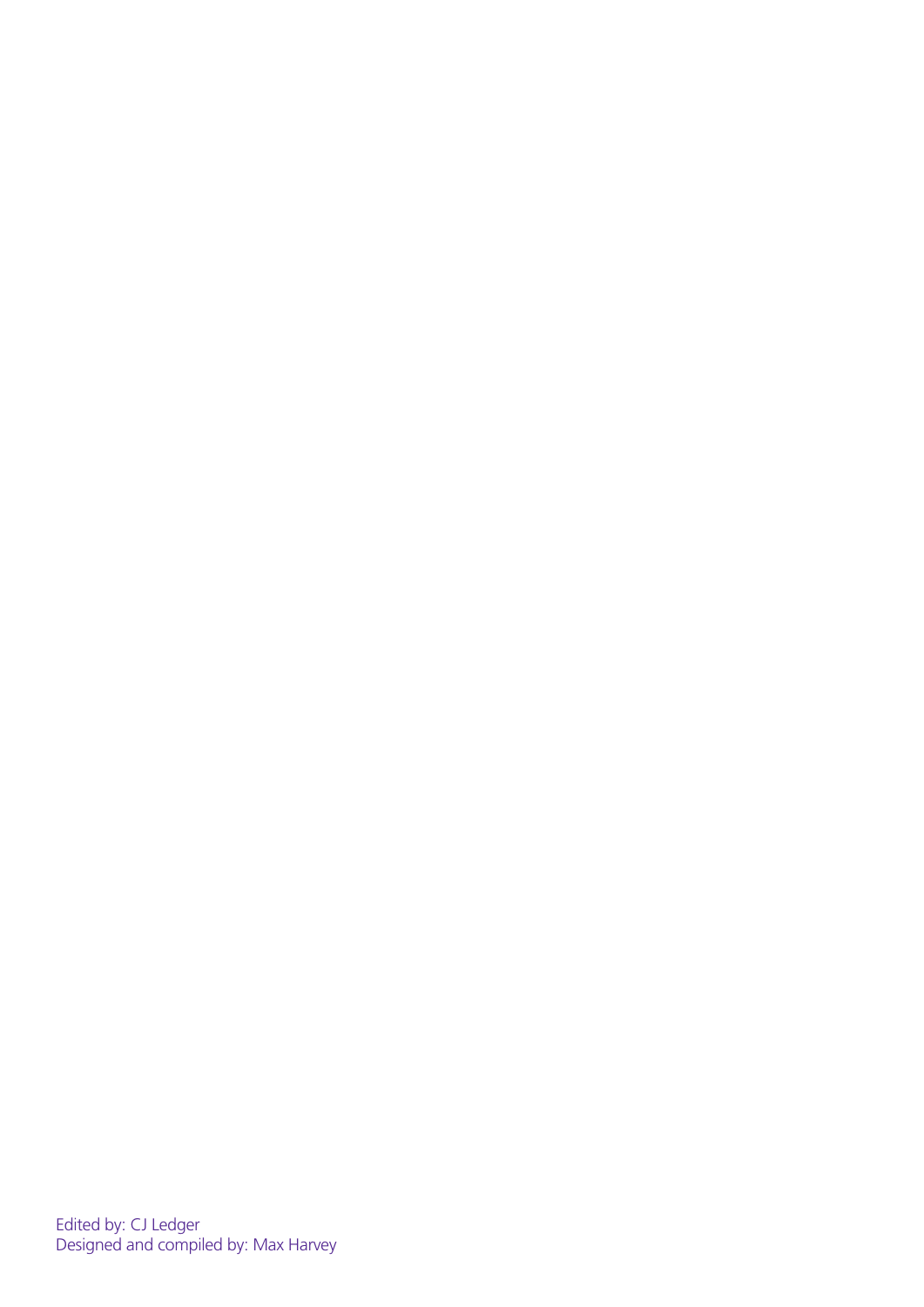Edited by: CJ Ledger
Designed and compiled by: Max Harvey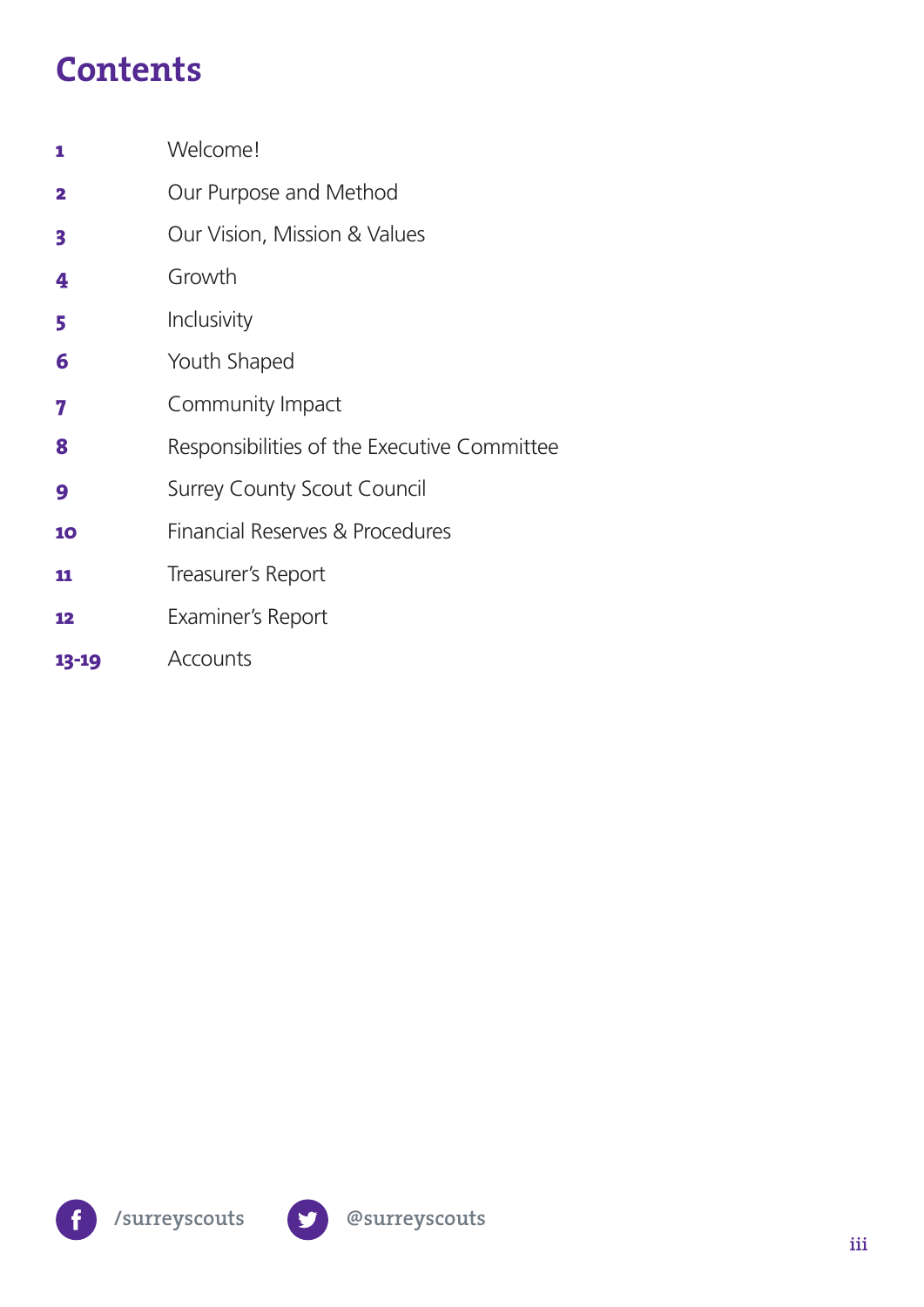# Contents

| | |
|---|---|
| **1** | Welcome! |
| **2** | Our Purpose and Method |
| **3** | Our Vision, Mission & Values |
| **4** | Growth |
| **5** | Inclusivity |
| **6** | Youth Shaped |
| **7** | Community Impact |
| **8** | Responsibilities of the Executive Committee |
| **9** | Surrey County Scout Council |
| **10** | Financial Reserves & Procedures |
| **11** | Treasurer's Report |
| **12** | Examiner's Report |
| **13-19** | Accounts |

/surreyscouts @surreyscouts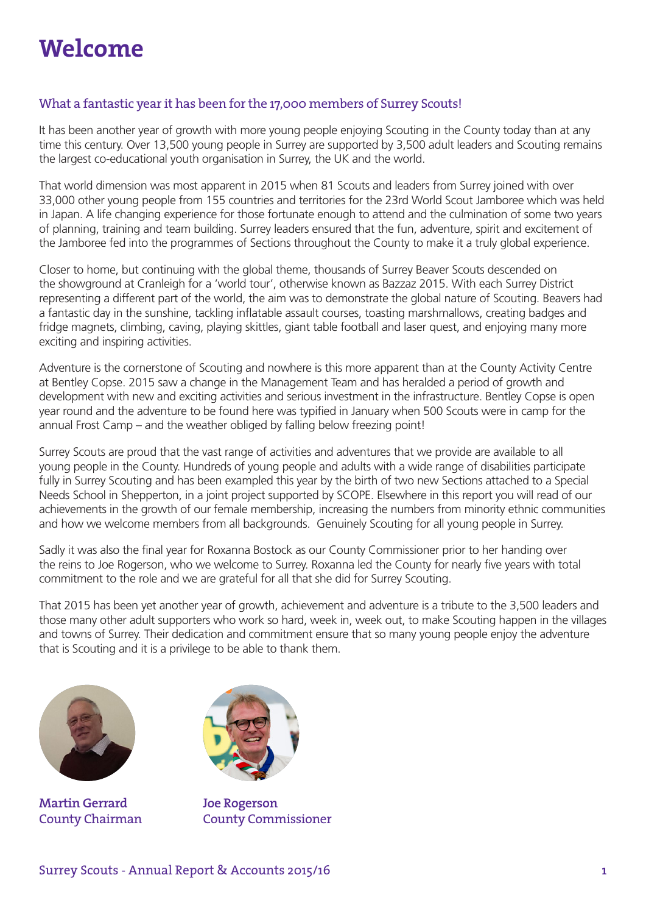# Welcome

## What a fantastic year it has been for the 17,000 members of Surrey Scouts!

It has been another year of growth with more young people enjoying Scouting in the County today than at any time this century. Over 13,500 young people in Surrey are supported by 3,500 adult leaders and Scouting remains the largest co-educational youth organisation in Surrey, the UK and the world.

That world dimension was most apparent in 2015 when 81 Scouts and leaders from Surrey joined with over 33,000 other young people from 155 countries and territories for the 23rd World Scout Jamboree which was held in Japan. A life changing experience for those fortunate enough to attend and the culmination of some two years of planning, training and team building. Surrey leaders ensured that the fun, adventure, spirit and excitement of the Jamboree fed into the programmes of Sections throughout the County to make it a truly global experience.

Closer to home, but continuing with the global theme, thousands of Surrey Beaver Scouts descended on the showground at Cranleigh for a 'world tour', otherwise known as Bazzaz 2015. With each Surrey District representing a different part of the world, the aim was to demonstrate the global nature of Scouting. Beavers had a fantastic day in the sunshine, tackling inflatable assault courses, toasting marshmallows, creating badges and fridge magnets, climbing, caving, playing skittles, giant table football and laser quest, and enjoying many more exciting and inspiring activities.

Adventure is the cornerstone of Scouting and nowhere is this more apparent than at the County Activity Centre at Bentley Copse. 2015 saw a change in the Management Team and has heralded a period of growth and development with new and exciting activities and serious investment in the infrastructure. Bentley Copse is open year round and the adventure to be found here was typified in January when 500 Scouts were in camp for the annual Frost Camp – and the weather obliged by falling below freezing point!

Surrey Scouts are proud that the vast range of activities and adventures that we provide are available to all young people in the County. Hundreds of young people and adults with a wide range of disabilities participate fully in Surrey Scouting and has been exampled this year by the birth of two new Sections attached to a Special Needs School in Shepperton, in a joint project supported by SCOPE. Elsewhere in this report you will read of our achievements in the growth of our female membership, increasing the numbers from minority ethnic communities and how we welcome members from all backgrounds. Genuinely Scouting for all young people in Surrey.

Sadly it was also the final year for Roxanna Bostock as our County Commissioner prior to her handing over the reins to Joe Rogerson, who we welcome to Surrey. Roxanna led the County for nearly five years with total commitment to the role and we are grateful for all that she did for Surrey Scouting.

That 2015 has been yet another year of growth, achievement and adventure is a tribute to the 3,500 leaders and those many other adult supporters who work so hard, week in, week out, to make Scouting happen in the villages and towns of Surrey. Their dedication and commitment ensure that so many young people enjoy the adventure that is Scouting and it is a privilege to be able to thank them.

**Martin Gerrard**
County Chairman

**Joe Rogerson**
County Commissioner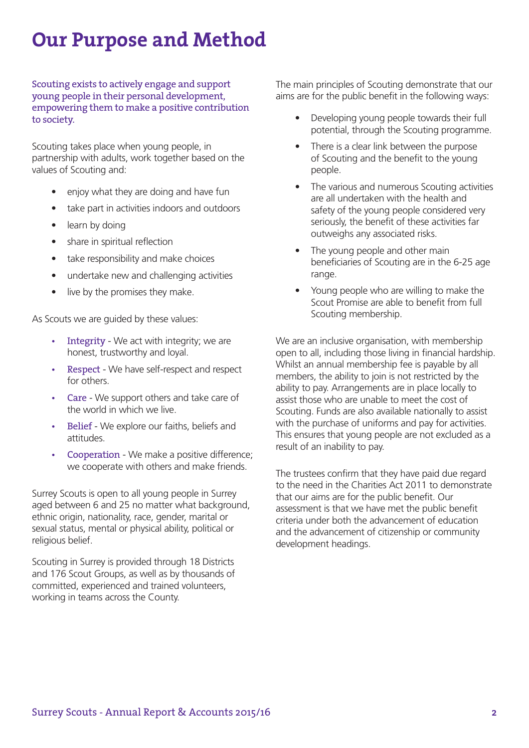# Our Purpose and Method

Scouting exists to actively engage and support young people in their personal development, empowering them to make a positive contribution to society.

Scouting takes place when young people, in partnership with adults, work together based on the values of Scouting and:

- enjoy what they are doing and have fun
- take part in activities indoors and outdoors
- learn by doing
- share in spiritual reflection
- take responsibility and make choices
- undertake new and challenging activities
- live by the promises they make.

As Scouts we are guided by these values:

- Integrity - We act with integrity; we are honest, trustworthy and loyal.
- Respect - We have self-respect and respect for others.
- Care - We support others and take care of the world in which we live.
- Belief - We explore our faiths, beliefs and attitudes.
- Cooperation - We make a positive difference; we cooperate with others and make friends.

Surrey Scouts is open to all young people in Surrey aged between 6 and 25 no matter what background, ethnic origin, nationality, race, gender, marital or sexual status, mental or physical ability, political or religious belief.

Scouting in Surrey is provided through 18 Districts and 176 Scout Groups, as well as by thousands of committed, experienced and trained volunteers, working in teams across the County.

The main principles of Scouting demonstrate that our aims are for the public benefit in the following ways:

- Developing young people towards their full potential, through the Scouting programme.
- There is a clear link between the purpose of Scouting and the benefit to the young people.
- The various and numerous Scouting activities are all undertaken with the health and safety of the young people considered very seriously, the benefit of these activities far outweighs any associated risks.
- The young people and other main beneficiaries of Scouting are in the 6-25 age range.
- Young people who are willing to make the Scout Promise are able to benefit from full Scouting membership.

We are an inclusive organisation, with membership open to all, including those living in financial hardship. Whilst an annual membership fee is payable by all members, the ability to join is not restricted by the ability to pay. Arrangements are in place locally to assist those who are unable to meet the cost of Scouting. Funds are also available nationally to assist with the purchase of uniforms and pay for activities. This ensures that young people are not excluded as a result of an inability to pay.

The trustees confirm that they have paid due regard to the need in the Charities Act 2011 to demonstrate that our aims are for the public benefit. Our assessment is that we have met the public benefit criteria under both the advancement of education and the advancement of citizenship or community development headings.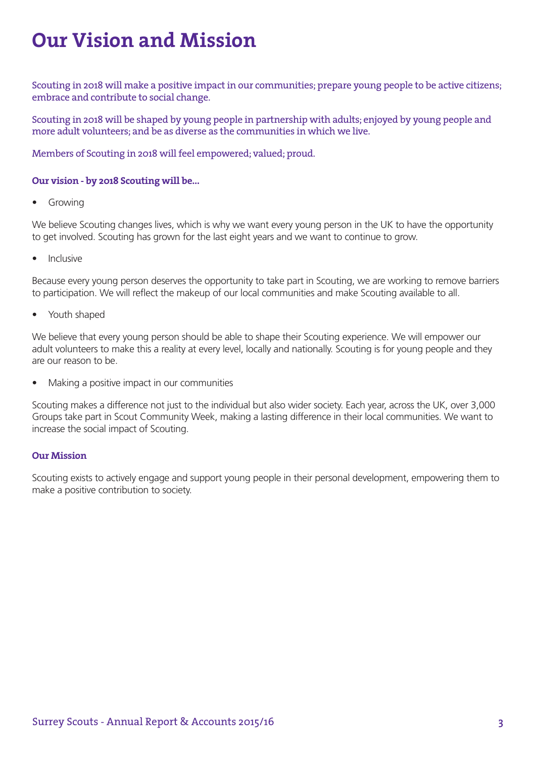# Our Vision and Mission

Scouting in 2018 will make a positive impact in our communities; prepare young people to be active citizens; embrace and contribute to social change.

Scouting in 2018 will be shaped by young people in partnership with adults; enjoyed by young people and more adult volunteers; and be as diverse as the communities in which we live.

Members of Scouting in 2018 will feel empowered; valued; proud.

**Our vision - by 2018 Scouting will be...**

- Growing

We believe Scouting changes lives, which is why we want every young person in the UK to have the opportunity to get involved. Scouting has grown for the last eight years and we want to continue to grow.

- Inclusive

Because every young person deserves the opportunity to take part in Scouting, we are working to remove barriers to participation. We will reflect the makeup of our local communities and make Scouting available to all.

- Youth shaped

We believe that every young person should be able to shape their Scouting experience. We will empower our adult volunteers to make this a reality at every level, locally and nationally. Scouting is for young people and they are our reason to be.

- Making a positive impact in our communities

Scouting makes a difference not just to the individual but also wider society. Each year, across the UK, over 3,000 Groups take part in Scout Community Week, making a lasting difference in their local communities. We want to increase the social impact of Scouting.

**Our Mission**

Scouting exists to actively engage and support young people in their personal development, empowering them to make a positive contribution to society.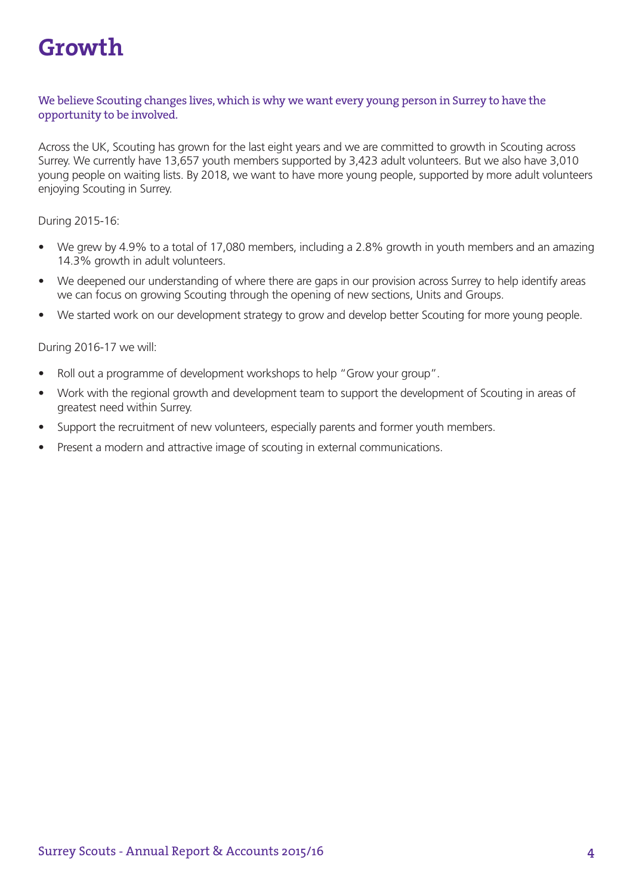# Growth

We believe Scouting changes lives, which is why we want every young person in Surrey to have the opportunity to be involved.

Across the UK, Scouting has grown for the last eight years and we are committed to growth in Scouting across Surrey. We currently have 13,657 youth members supported by 3,423 adult volunteers. But we also have 3,010 young people on waiting lists. By 2018, we want to have more young people, supported by more adult volunteers enjoying Scouting in Surrey.

During 2015-16:

- We grew by 4.9% to a total of 17,080 members, including a 2.8% growth in youth members and an amazing 14.3% growth in adult volunteers.
- We deepened our understanding of where there are gaps in our provision across Surrey to help identify areas we can focus on growing Scouting through the opening of new sections, Units and Groups.
- We started work on our development strategy to grow and develop better Scouting for more young people.

During 2016-17 we will:

- Roll out a programme of development workshops to help "Grow your group".
- Work with the regional growth and development team to support the development of Scouting in areas of greatest need within Surrey.
- Support the recruitment of new volunteers, especially parents and former youth members.
- Present a modern and attractive image of scouting in external communications.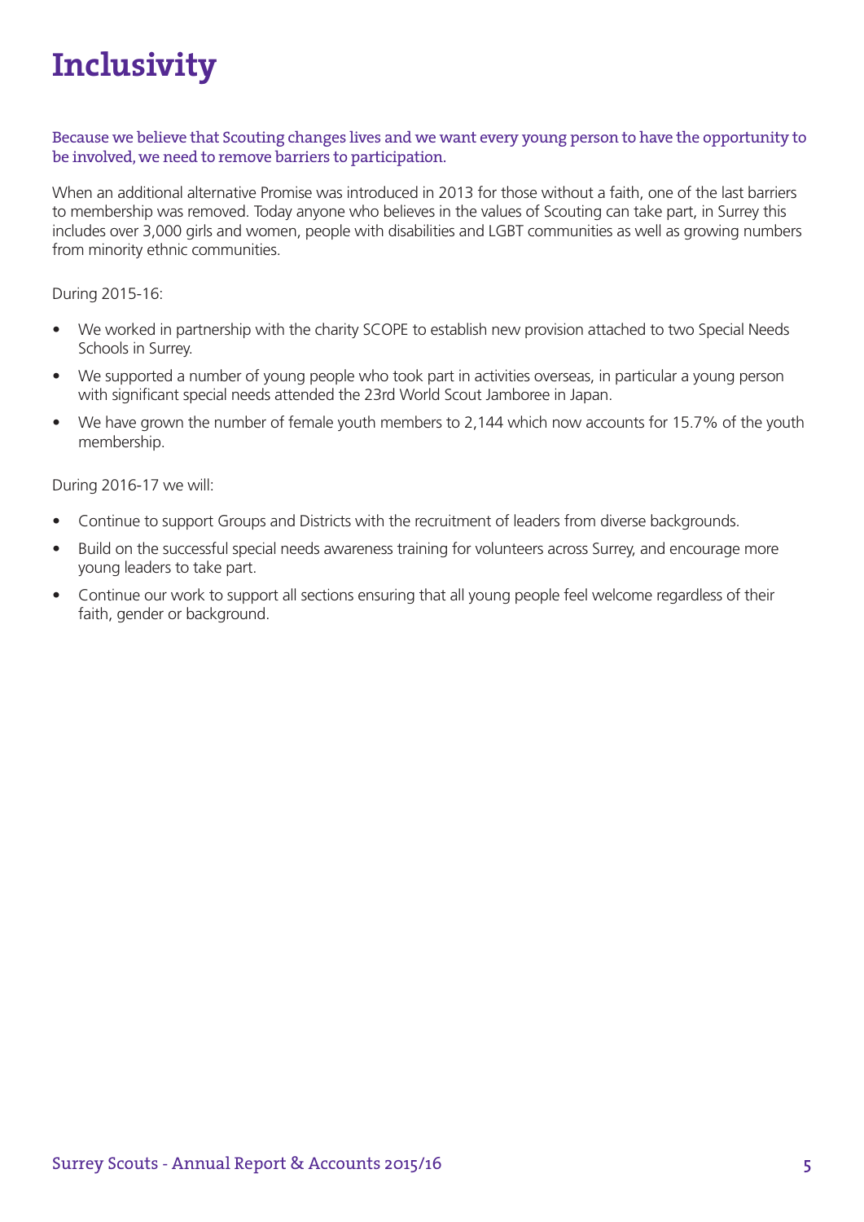# Inclusivity

Because we believe that Scouting changes lives and we want every young person to have the opportunity to be involved, we need to remove barriers to participation.

When an additional alternative Promise was introduced in 2013 for those without a faith, one of the last barriers to membership was removed. Today anyone who believes in the values of Scouting can take part, in Surrey this includes over 3,000 girls and women, people with disabilities and LGBT communities as well as growing numbers from minority ethnic communities.

During 2015-16:

- We worked in partnership with the charity SCOPE to establish new provision attached to two Special Needs Schools in Surrey.
- We supported a number of young people who took part in activities overseas, in particular a young person with significant special needs attended the 23rd World Scout Jamboree in Japan.
- We have grown the number of female youth members to 2,144 which now accounts for 15.7% of the youth membership.

During 2016-17 we will:

- Continue to support Groups and Districts with the recruitment of leaders from diverse backgrounds.
- Build on the successful special needs awareness training for volunteers across Surrey, and encourage more young leaders to take part.
- Continue our work to support all sections ensuring that all young people feel welcome regardless of their faith, gender or background.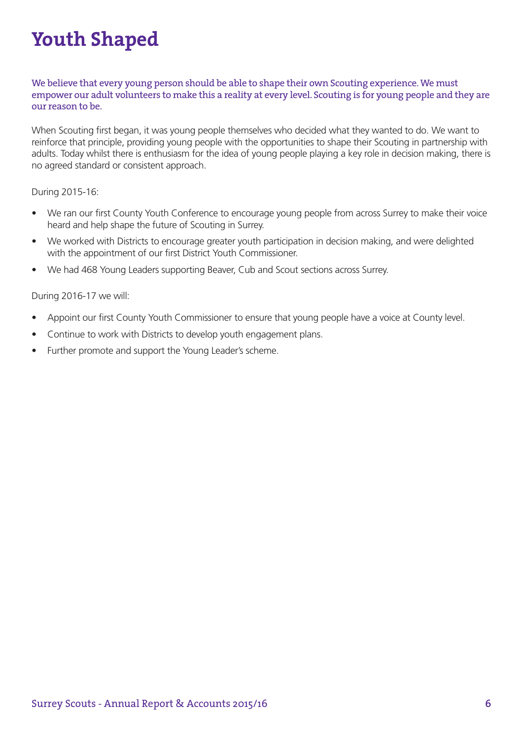# Youth Shaped

We believe that every young person should be able to shape their own Scouting experience. We must empower our adult volunteers to make this a reality at every level. Scouting is for young people and they are our reason to be.

When Scouting first began, it was young people themselves who decided what they wanted to do. We want to reinforce that principle, providing young people with the opportunities to shape their Scouting in partnership with adults. Today whilst there is enthusiasm for the idea of young people playing a key role in decision making, there is no agreed standard or consistent approach.

During 2015-16:

- We ran our first County Youth Conference to encourage young people from across Surrey to make their voice heard and help shape the future of Scouting in Surrey.
- We worked with Districts to encourage greater youth participation in decision making, and were delighted with the appointment of our first District Youth Commissioner.
- We had 468 Young Leaders supporting Beaver, Cub and Scout sections across Surrey.

During 2016-17 we will:

- Appoint our first County Youth Commissioner to ensure that young people have a voice at County level.
- Continue to work with Districts to develop youth engagement plans.
- Further promote and support the Young Leader's scheme.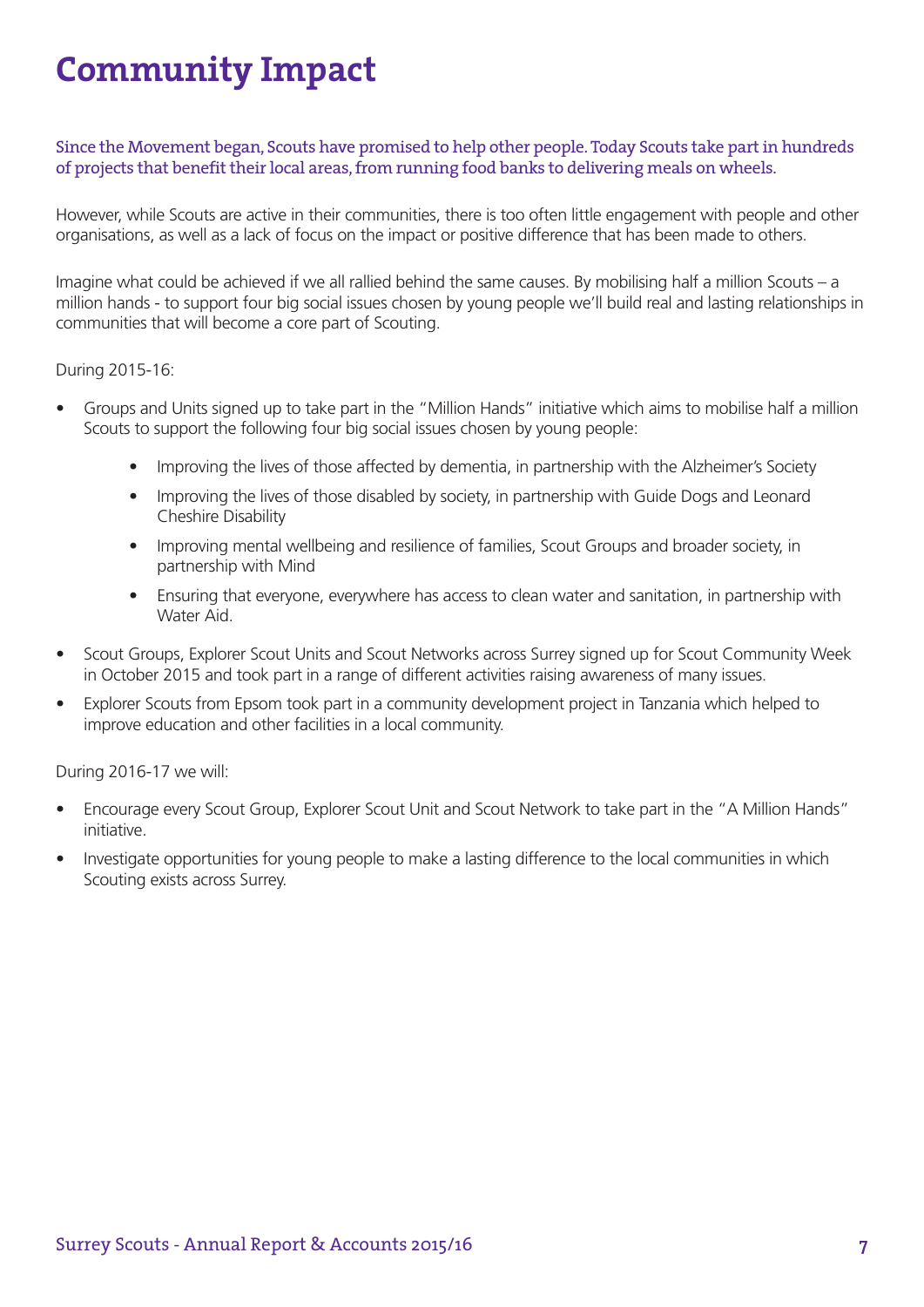# Community Impact

Since the Movement began, Scouts have promised to help other people. Today Scouts take part in hundreds of projects that benefit their local areas, from running food banks to delivering meals on wheels.

However, while Scouts are active in their communities, there is too often little engagement with people and other organisations, as well as a lack of focus on the impact or positive difference that has been made to others.

Imagine what could be achieved if we all rallied behind the same causes. By mobilising half a million Scouts – a million hands - to support four big social issues chosen by young people we'll build real and lasting relationships in communities that will become a core part of Scouting.

During 2015-16:

- Groups and Units signed up to take part in the "Million Hands" initiative which aims to mobilise half a million Scouts to support the following four big social issues chosen by young people:
    - Improving the lives of those affected by dementia, in partnership with the Alzheimer's Society
    - Improving the lives of those disabled by society, in partnership with Guide Dogs and Leonard Cheshire Disability
    - Improving mental wellbeing and resilience of families, Scout Groups and broader society, in partnership with Mind
    - Ensuring that everyone, everywhere has access to clean water and sanitation, in partnership with Water Aid.
- Scout Groups, Explorer Scout Units and Scout Networks across Surrey signed up for Scout Community Week in October 2015 and took part in a range of different activities raising awareness of many issues.
- Explorer Scouts from Epsom took part in a community development project in Tanzania which helped to improve education and other facilities in a local community.

During 2016-17 we will:

- Encourage every Scout Group, Explorer Scout Unit and Scout Network to take part in the "A Million Hands" initiative.
- Investigate opportunities for young people to make a lasting difference to the local communities in which Scouting exists across Surrey.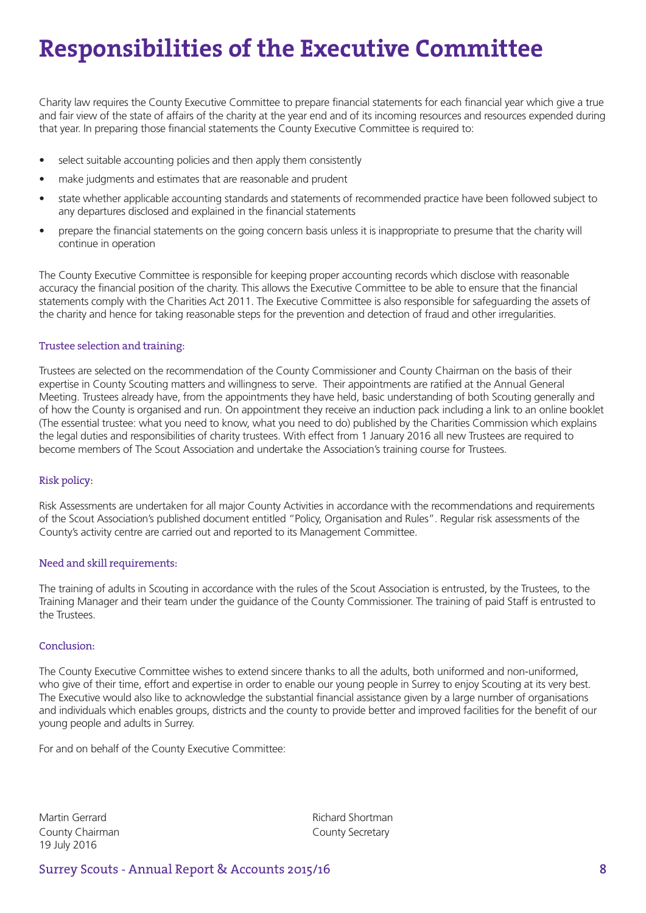# Responsibilities of the Executive Committee

Charity law requires the County Executive Committee to prepare financial statements for each financial year which give a true and fair view of the state of affairs of the charity at the year end and of its incoming resources and resources expended during that year. In preparing those financial statements the County Executive Committee is required to:

- select suitable accounting policies and then apply them consistently
- make judgments and estimates that are reasonable and prudent
- state whether applicable accounting standards and statements of recommended practice have been followed subject to any departures disclosed and explained in the financial statements
- prepare the financial statements on the going concern basis unless it is inappropriate to presume that the charity will continue in operation

The County Executive Committee is responsible for keeping proper accounting records which disclose with reasonable accuracy the financial position of the charity. This allows the Executive Committee to be able to ensure that the financial statements comply with the Charities Act 2011. The Executive Committee is also responsible for safeguarding the assets of the charity and hence for taking reasonable steps for the prevention and detection of fraud and other irregularities.

### Trustee selection and training:

Trustees are selected on the recommendation of the County Commissioner and County Chairman on the basis of their expertise in County Scouting matters and willingness to serve. Their appointments are ratified at the Annual General Meeting. Trustees already have, from the appointments they have held, basic understanding of both Scouting generally and of how the County is organised and run. On appointment they receive an induction pack including a link to an online booklet (The essential trustee: what you need to know, what you need to do) published by the Charities Commission which explains the legal duties and responsibilities of charity trustees. With effect from 1 January 2016 all new Trustees are required to become members of The Scout Association and undertake the Association's training course for Trustees.

### Risk policy:

Risk Assessments are undertaken for all major County Activities in accordance with the recommendations and requirements of the Scout Association's published document entitled "Policy, Organisation and Rules". Regular risk assessments of the County's activity centre are carried out and reported to its Management Committee.

### Need and skill requirements:

The training of adults in Scouting in accordance with the rules of the Scout Association is entrusted, by the Trustees, to the Training Manager and their team under the guidance of the County Commissioner. The training of paid Staff is entrusted to the Trustees.

### Conclusion:

The County Executive Committee wishes to extend sincere thanks to all the adults, both uniformed and non-uniformed, who give of their time, effort and expertise in order to enable our young people in Surrey to enjoy Scouting at its very best. The Executive would also like to acknowledge the substantial financial assistance given by a large number of organisations and individuals which enables groups, districts and the county to provide better and improved facilities for the benefit of our young people and adults in Surrey.

For and on behalf of the County Executive Committee:

Martin Gerrard
County Chairman
19 July 2016

Richard Shortman
County Secretary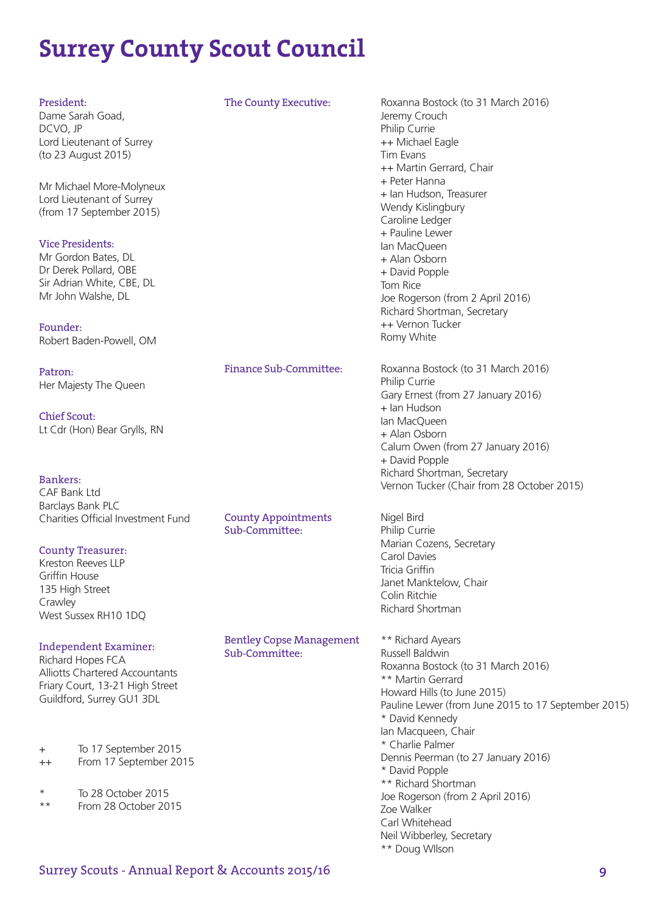# Surrey County Scout Council

**President:**
Dame Sarah Goad,
DCVO, JP
Lord Lieutenant of Surrey
(to 23 August 2015)

Mr Michael More-Molyneux
Lord Lieutenant of Surrey
(from 17 September 2015)

**Vice Presidents:**
Mr Gordon Bates, DL
Dr Derek Pollard, OBE
Sir Adrian White, CBE, DL
Mr John Walshe, DL

**Founder:**
Robert Baden-Powell, OM

**Patron:**
Her Majesty The Queen

**Chief Scout:**
Lt Cdr (Hon) Bear Grylls, RN

**Bankers:**
CAF Bank Ltd
Barclays Bank PLC
Charities Official Investment Fund

**County Treasurer:**
Kreston Reeves LLP
Griffin House
135 High Street
Crawley
West Sussex RH10 1DQ

**Independent Examiner:**
Richard Hopes FCA
Alliotts Chartered Accountants
Friary Court, 13-21 High Street
Guildford, Surrey GU1 3DL

+ To 17 September 2015
++ From 17 September 2015

* To 28 October 2015
** From 28 October 2015

**The County Executive:**
Roxanna Bostock (to 31 March 2016)
Jeremy Crouch
Philip Currie
++ Michael Eagle
Tim Evans
++ Martin Gerrard, Chair
+ Peter Hanna
+ Ian Hudson, Treasurer
Wendy Kislingbury
Caroline Ledger
+ Pauline Lewer
Ian MacQueen
+ Alan Osborn
+ David Popple
Tom Rice
Joe Rogerson (from 2 April 2016)
Richard Shortman, Secretary
++ Vernon Tucker
Romy White

**Finance Sub-Committee:**
Roxanna Bostock (to 31 March 2016)
Philip Currie
Gary Ernest (from 27 January 2016)
+ Ian Hudson
Ian MacQueen
+ Alan Osborn
Calum Owen (from 27 January 2016)
+ David Popple
Richard Shortman, Secretary
Vernon Tucker (Chair from 28 October 2015)

**County Appointments Sub-Committee:**
Nigel Bird
Philip Currie
Marian Cozens, Secretary
Carol Davies
Tricia Griffin
Janet Manktelow, Chair
Colin Ritchie
Richard Shortman

**Bentley Copse Management Sub-Committee:**
** Richard Ayears
Russell Baldwin
Roxanna Bostock (to 31 March 2016)
** Martin Gerrard
Howard Hills (to June 2015)
Pauline Lewer (from June 2015 to 17 September 2015)
* David Kennedy
Ian Macqueen, Chair
* Charlie Palmer
Dennis Peerman (to 27 January 2016)
* David Popple
** Richard Shortman
Joe Rogerson (from 2 April 2016)
Zoe Walker
Carl Whitehead
Neil Wibberley, Secretary
** Doug WIlson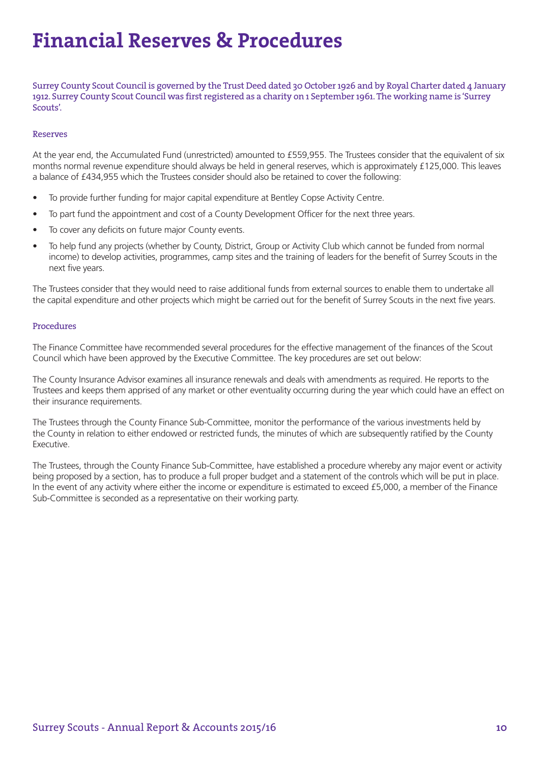# Financial Reserves & Procedures

Surrey County Scout Council is governed by the Trust Deed dated 30 October 1926 and by Royal Charter dated 4 January 1912. Surrey County Scout Council was first registered as a charity on 1 September 1961. The working name is 'Surrey Scouts'.

### Reserves

At the year end, the Accumulated Fund (unrestricted) amounted to £559,955. The Trustees consider that the equivalent of six months normal revenue expenditure should always be held in general reserves, which is approximately £125,000. This leaves a balance of £434,955 which the Trustees consider should also be retained to cover the following:

- To provide further funding for major capital expenditure at Bentley Copse Activity Centre.
- To part fund the appointment and cost of a County Development Officer for the next three years.
- To cover any deficits on future major County events.
- To help fund any projects (whether by County, District, Group or Activity Club which cannot be funded from normal income) to develop activities, programmes, camp sites and the training of leaders for the benefit of Surrey Scouts in the next five years.

The Trustees consider that they would need to raise additional funds from external sources to enable them to undertake all the capital expenditure and other projects which might be carried out for the benefit of Surrey Scouts in the next five years.

### Procedures

The Finance Committee have recommended several procedures for the effective management of the finances of the Scout Council which have been approved by the Executive Committee. The key procedures are set out below:

The County Insurance Advisor examines all insurance renewals and deals with amendments as required. He reports to the Trustees and keeps them apprised of any market or other eventuality occurring during the year which could have an effect on their insurance requirements.

The Trustees through the County Finance Sub-Committee, monitor the performance of the various investments held by the County in relation to either endowed or restricted funds, the minutes of which are subsequently ratified by the County Executive.

The Trustees, through the County Finance Sub-Committee, have established a procedure whereby any major event or activity being proposed by a section, has to produce a full proper budget and a statement of the controls which will be put in place. In the event of any activity where either the income or expenditure is estimated to exceed £5,000, a member of the Finance Sub-Committee is seconded as a representative on their working party.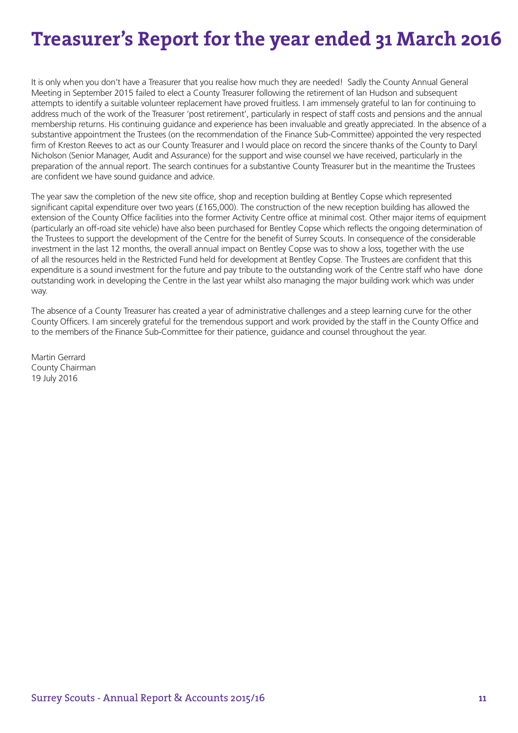# Treasurer's Report for the year ended 31 March 2016

It is only when you don't have a Treasurer that you realise how much they are needed! Sadly the County Annual General Meeting in September 2015 failed to elect a County Treasurer following the retirement of Ian Hudson and subsequent attempts to identify a suitable volunteer replacement have proved fruitless. I am immensely grateful to Ian for continuing to address much of the work of the Treasurer 'post retirement', particularly in respect of staff costs and pensions and the annual membership returns. His continuing guidance and experience has been invaluable and greatly appreciated. In the absence of a substantive appointment the Trustees (on the recommendation of the Finance Sub-Committee) appointed the very respected firm of Kreston Reeves to act as our County Treasurer and I would place on record the sincere thanks of the County to Daryl Nicholson (Senior Manager, Audit and Assurance) for the support and wise counsel we have received, particularly in the preparation of the annual report. The search continues for a substantive County Treasurer but in the meantime the Trustees are confident we have sound guidance and advice.

The year saw the completion of the new site office, shop and reception building at Bentley Copse which represented significant capital expenditure over two years (£165,000). The construction of the new reception building has allowed the extension of the County Office facilities into the former Activity Centre office at minimal cost. Other major items of equipment (particularly an off-road site vehicle) have also been purchased for Bentley Copse which reflects the ongoing determination of the Trustees to support the development of the Centre for the benefit of Surrey Scouts. In consequence of the considerable investment in the last 12 months, the overall annual impact on Bentley Copse was to show a loss, together with the use of all the resources held in the Restricted Fund held for development at Bentley Copse. The Trustees are confident that this expenditure is a sound investment for the future and pay tribute to the outstanding work of the Centre staff who have done outstanding work in developing the Centre in the last year whilst also managing the major building work which was under way.

The absence of a County Treasurer has created a year of administrative challenges and a steep learning curve for the other County Officers. I am sincerely grateful for the tremendous support and work provided by the staff in the County Office and to the members of the Finance Sub-Committee for their patience, guidance and counsel throughout the year.

Martin Gerrard  
County Chairman  
19 July 2016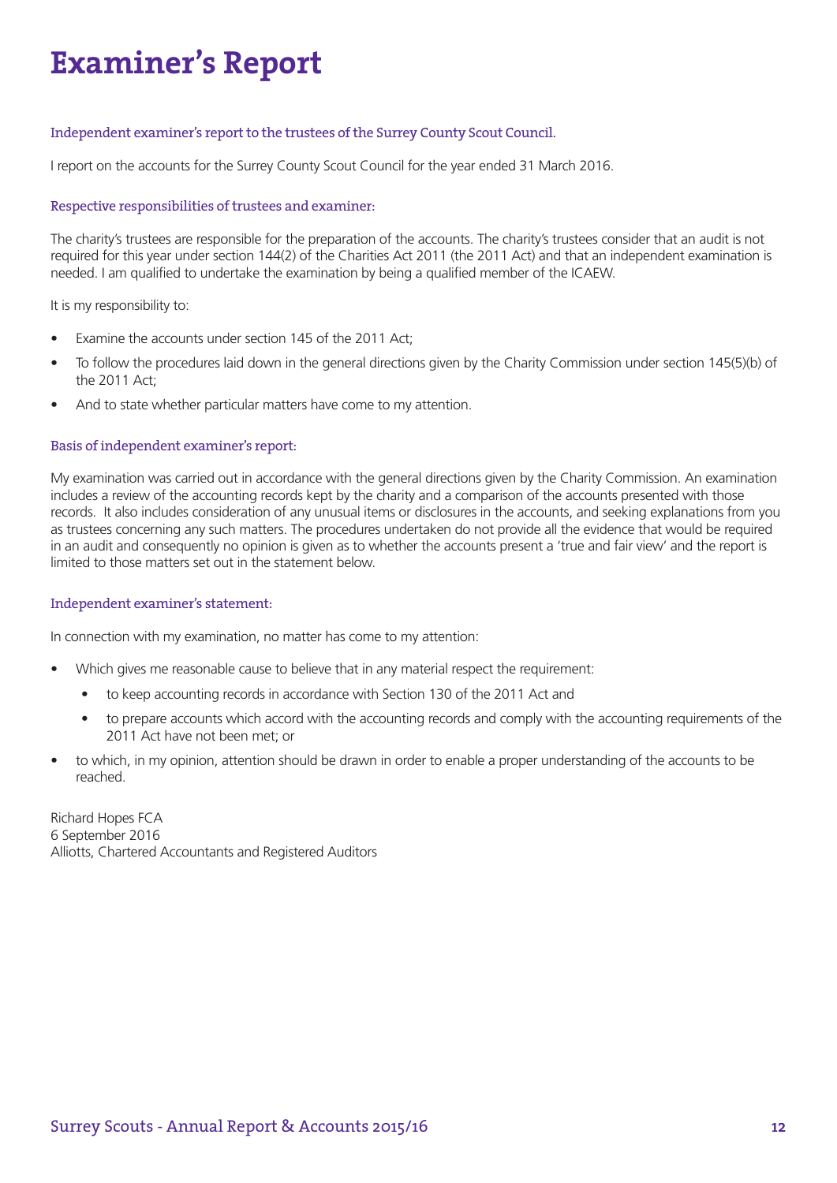# Examiner's Report

### Independent examiner's report to the trustees of the Surrey County Scout Council.

I report on the accounts for the Surrey County Scout Council for the year ended 31 March 2016.

### Respective responsibilities of trustees and examiner:

The charity's trustees are responsible for the preparation of the accounts. The charity's trustees consider that an audit is not required for this year under section 144(2) of the Charities Act 2011 (the 2011 Act) and that an independent examination is needed. I am qualified to undertake the examination by being a qualified member of the ICAEW.

It is my responsibility to:

- Examine the accounts under section 145 of the 2011 Act;
- To follow the procedures laid down in the general directions given by the Charity Commission under section 145(5)(b) of the 2011 Act;
- And to state whether particular matters have come to my attention.

### Basis of independent examiner's report:

My examination was carried out in accordance with the general directions given by the Charity Commission. An examination includes a review of the accounting records kept by the charity and a comparison of the accounts presented with those records. It also includes consideration of any unusual items or disclosures in the accounts, and seeking explanations from you as trustees concerning any such matters. The procedures undertaken do not provide all the evidence that would be required in an audit and consequently no opinion is given as to whether the accounts present a 'true and fair view' and the report is limited to those matters set out in the statement below.

### Independent examiner's statement:

In connection with my examination, no matter has come to my attention:

- Which gives me reasonable cause to believe that in any material respect the requirement:
  - to keep accounting records in accordance with Section 130 of the 2011 Act and
  - to prepare accounts which accord with the accounting records and comply with the accounting requirements of the 2011 Act have not been met; or
- to which, in my opinion, attention should be drawn in order to enable a proper understanding of the accounts to be reached.

Richard Hopes FCA
6 September 2016
Alliotts, Chartered Accountants and Registered Auditors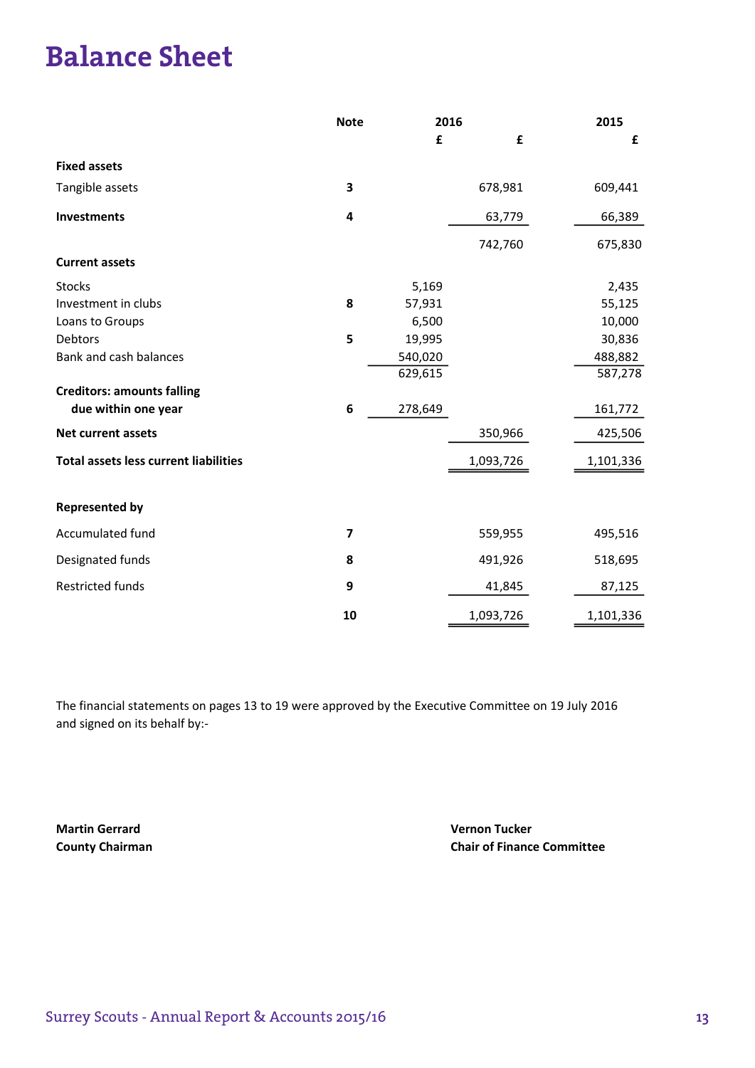# Balance Sheet

| | Note | 2016 | | 2015 |
|---|---|---|---|---|
| | | £ | £ | £ |
| **Fixed assets** | | | | |
| Tangible assets | 3 | | 678,981 | 609,441 |
| **Investments** | 4 | | 63,779 | 66,389 |
| | | | 742,760 | 675,830 |
| **Current assets** | | | | |
| Stocks | | 5,169 | | 2,435 |
| Investment in clubs | 8 | 57,931 | | 55,125 |
| Loans to Groups | | 6,500 | | 10,000 |
| Debtors | 5 | 19,995 | | 30,836 |
| Bank and cash balances | | 540,020 | | 488,882 |
| | | 629,615 | | 587,278 |
| **Creditors: amounts falling due within one year** | 6 | 278,649 | | 161,772 |
| **Net current assets** | | | 350,966 | 425,506 |
| **Total assets less current liabilities** | | | 1,093,726 | 1,101,336 |
| **Represented by** | | | | |
| Accumulated fund | 7 | | 559,955 | 495,516 |
| Designated funds | 8 | | 491,926 | 518,695 |
| Restricted funds | 9 | | 41,845 | 87,125 |
| | 10 | | 1,093,726 | 1,101,336 |

The financial statements on pages 13 to 19 were approved by the Executive Committee on 19 July 2016 and signed on its behalf by:-

**Martin Gerrard**
**County Chairman**

**Vernon Tucker**
**Chair of Finance Committee**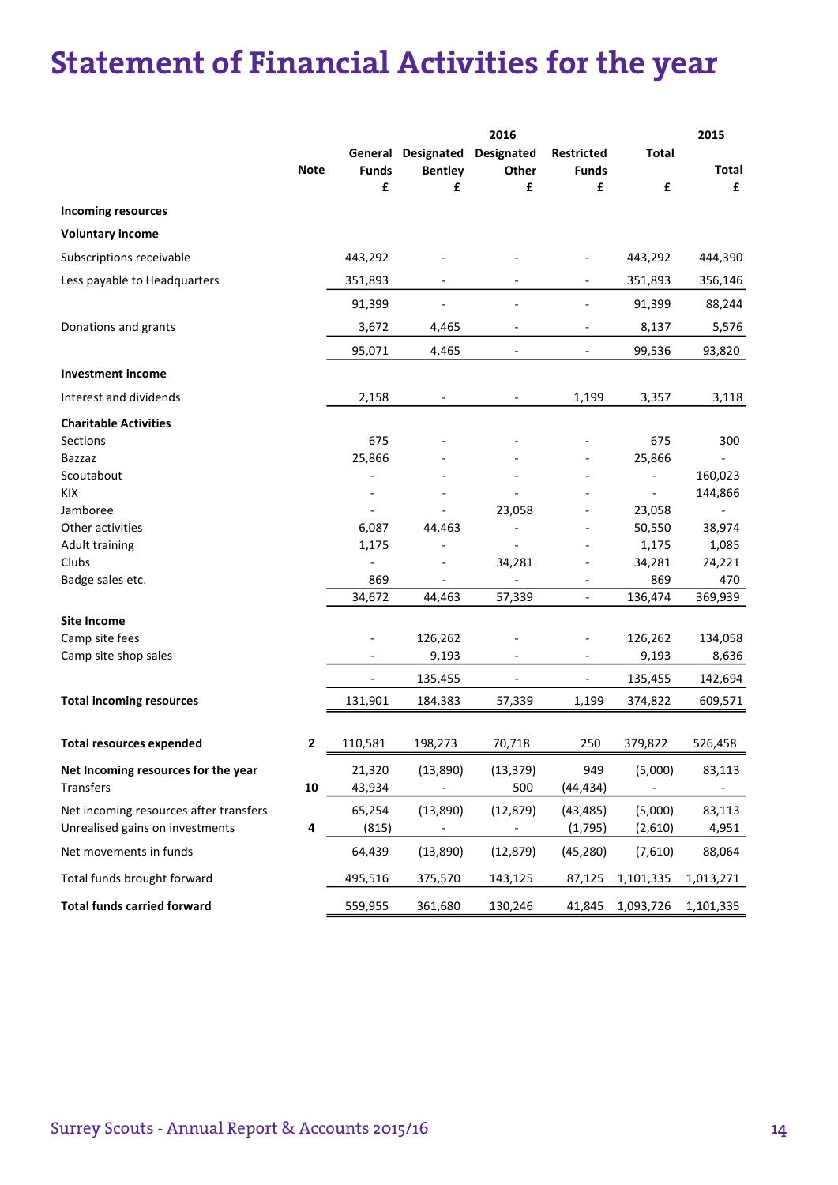# Statement of Financial Activities for the year

| | Note | 2016 General Funds £ | 2016 Designated Bentley £ | 2016 Designated Other £ | 2016 Restricted Funds £ | 2016 Total £ | 2015 Total £ |
|---|---|---|---|---|---|---|---|
| **Incoming resources** | | | | | | | |
| **Voluntary income** | | | | | | | |
| Subscriptions receivable | | 443,292 | - | - | - | 443,292 | 444,390 |
| Less payable to Headquarters | | 351,893 | - | - | - | 351,893 | 356,146 |
| | | 91,399 | - | - | - | 91,399 | 88,244 |
| Donations and grants | | 3,672 | 4,465 | - | - | 8,137 | 5,576 |
| | | 95,071 | 4,465 | - | - | 99,536 | 93,820 |
| **Investment income** | | | | | | | |
| Interest and dividends | | 2,158 | - | - | 1,199 | 3,357 | 3,118 |
| **Charitable Activities** | | | | | | | |
| Sections | | 675 | - | - | - | 675 | 300 |
| Bazzaz | | 25,866 | - | - | - | 25,866 | - |
| Scoutabout | | - | - | - | - | - | 160,023 |
| KIX | | - | - | - | - | - | 144,866 |
| Jamboree | | - | - | 23,058 | - | 23,058 | - |
| Other activities | | 6,087 | 44,463 | - | - | 50,550 | 38,974 |
| Adult training | | 1,175 | - | - | - | 1,175 | 1,085 |
| Clubs | | - | - | 34,281 | - | 34,281 | 24,221 |
| Badge sales etc. | | 869 | - | - | - | 869 | 470 |
| | | 34,672 | 44,463 | 57,339 | - | 136,474 | 369,939 |
| **Site Income** | | | | | | | |
| Camp site fees | | - | 126,262 | - | - | 126,262 | 134,058 |
| Camp site shop sales | | - | 9,193 | - | - | 9,193 | 8,636 |
| | | - | 135,455 | - | - | 135,455 | 142,694 |
| **Total incoming resources** | | 131,901 | 184,383 | 57,339 | 1,199 | 374,822 | 609,571 |
| **Total resources expended** | 2 | 110,581 | 198,273 | 70,718 | 250 | 379,822 | 526,458 |
| **Net Incoming resources for the year** | | 21,320 | (13,890) | (13,379) | 949 | (5,000) | 83,113 |
| Transfers | 10 | 43,934 | - | 500 | (44,434) | - | - |
| Net incoming resources after transfers | | 65,254 | (13,890) | (12,879) | (43,485) | (5,000) | 83,113 |
| Unrealised gains on investments | 4 | (815) | - | - | (1,795) | (2,610) | 4,951 |
| Net movements in funds | | 64,439 | (13,890) | (12,879) | (45,280) | (7,610) | 88,064 |
| Total funds brought forward | | 495,516 | 375,570 | 143,125 | 87,125 | 1,101,335 | 1,013,271 |
| **Total funds carried forward** | | 559,955 | 361,680 | 130,246 | 41,845 | 1,093,726 | 1,101,335 |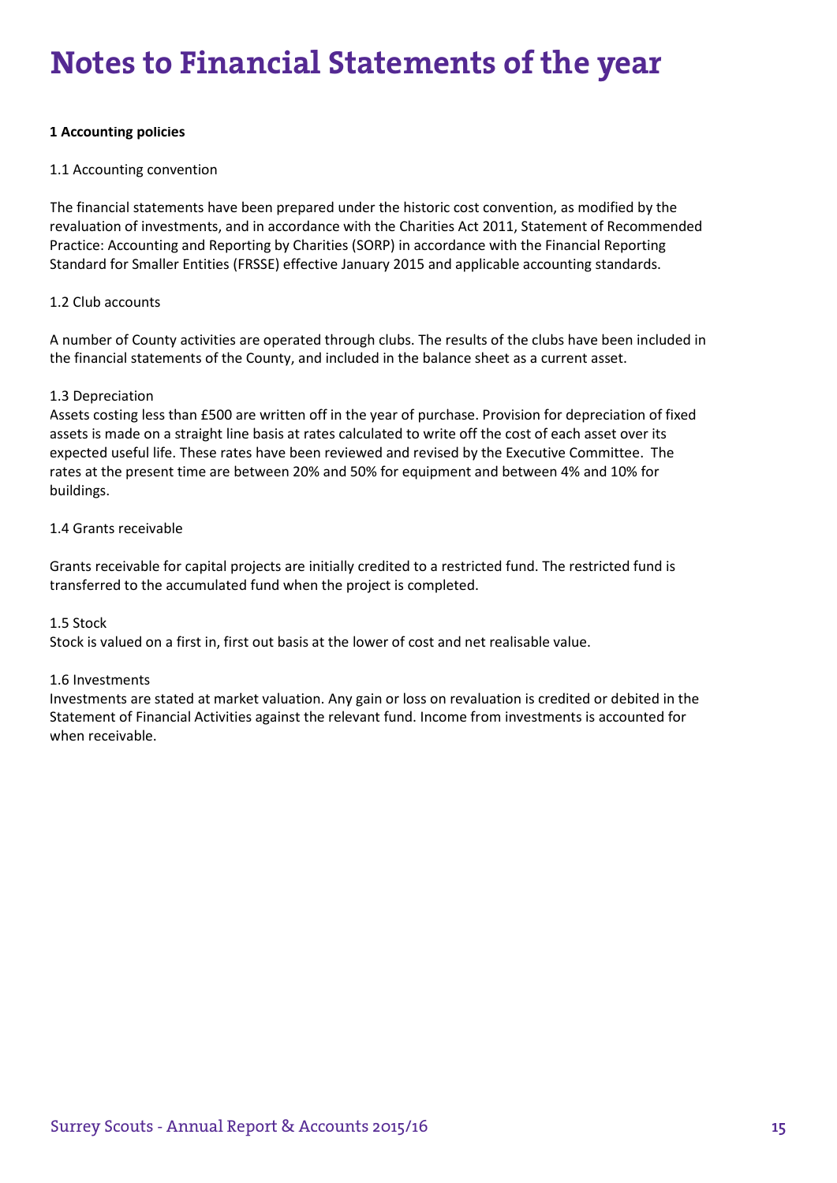# Notes to Financial Statements of the year

**1 Accounting policies**

1.1 Accounting convention

The financial statements have been prepared under the historic cost convention, as modified by the revaluation of investments, and in accordance with the Charities Act 2011, Statement of Recommended Practice: Accounting and Reporting by Charities (SORP) in accordance with the Financial Reporting Standard for Smaller Entities (FRSSE) effective January 2015 and applicable accounting standards.

1.2 Club accounts

A number of County activities are operated through clubs. The results of the clubs have been included in the financial statements of the County, and included in the balance sheet as a current asset.

1.3 Depreciation

Assets costing less than £500 are written off in the year of purchase. Provision for depreciation of fixed assets is made on a straight line basis at rates calculated to write off the cost of each asset over its expected useful life. These rates have been reviewed and revised by the Executive Committee. The rates at the present time are between 20% and 50% for equipment and between 4% and 10% for buildings.

1.4 Grants receivable

Grants receivable for capital projects are initially credited to a restricted fund. The restricted fund is transferred to the accumulated fund when the project is completed.

1.5 Stock

Stock is valued on a first in, first out basis at the lower of cost and net realisable value.

1.6 Investments

Investments are stated at market valuation. Any gain or loss on revaluation is credited or debited in the Statement of Financial Activities against the relevant fund. Income from investments is accounted for when receivable.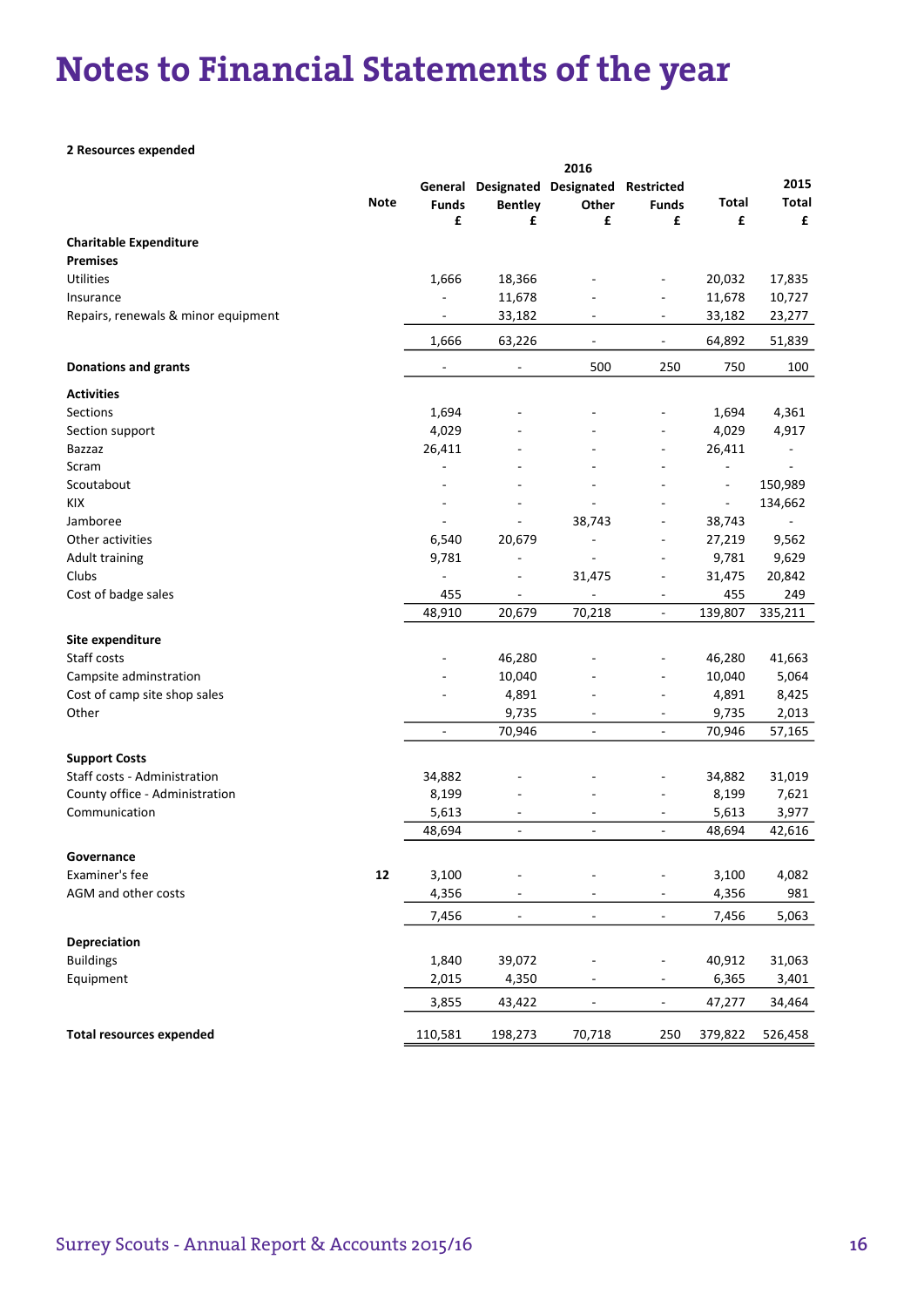# Notes to Financial Statements of the year

**2 Resources expended**

| | Note | 2016 General Funds £ | 2016 Designated Bentley £ | 2016 Designated Other £ | 2016 Restricted Funds £ | 2016 Total £ | 2015 Total £ |
|---|---|---|---|---|---|---|---|
| **Charitable Expenditure** | | | | | | | |
| **Premises** | | | | | | | |
| Utilities | | 1,666 | 18,366 | - | - | 20,032 | 17,835 |
| Insurance | | - | 11,678 | - | - | 11,678 | 10,727 |
| Repairs, renewals & minor equipment | | - | 33,182 | - | - | 33,182 | 23,277 |
| | | 1,666 | 63,226 | - | - | 64,892 | 51,839 |
| **Donations and grants** | | - | - | 500 | 250 | 750 | 100 |
| **Activities** | | | | | | | |
| Sections | | 1,694 | - | - | - | 1,694 | 4,361 |
| Section support | | 4,029 | - | - | - | 4,029 | 4,917 |
| Bazzaz | | 26,411 | - | - | - | 26,411 | - |
| Scram | | - | - | - | - | - | - |
| Scoutabout | | - | - | - | - | - | 150,989 |
| KIX | | - | - | - | - | - | 134,662 |
| Jamboree | | - | - | 38,743 | - | 38,743 | - |
| Other activities | | 6,540 | 20,679 | - | - | 27,219 | 9,562 |
| Adult training | | 9,781 | - | - | - | 9,781 | 9,629 |
| Clubs | | - | - | 31,475 | - | 31,475 | 20,842 |
| Cost of badge sales | | 455 | - | - | - | 455 | 249 |
| | | 48,910 | 20,679 | 70,218 | - | 139,807 | 335,211 |
| **Site expenditure** | | | | | | | |
| Staff costs | | - | 46,280 | - | - | 46,280 | 41,663 |
| Campsite adminstration | | - | 10,040 | - | - | 10,040 | 5,064 |
| Cost of camp site shop sales | | - | 4,891 | - | - | 4,891 | 8,425 |
| Other | | | 9,735 | - | - | 9,735 | 2,013 |
| | | - | 70,946 | - | - | 70,946 | 57,165 |
| **Support Costs** | | | | | | | |
| Staff costs - Administration | | 34,882 | - | - | - | 34,882 | 31,019 |
| County office - Administration | | 8,199 | - | - | - | 8,199 | 7,621 |
| Communication | | 5,613 | - | - | - | 5,613 | 3,977 |
| | | 48,694 | - | - | - | 48,694 | 42,616 |
| **Governance** | | | | | | | |
| Examiner's fee | **12** | 3,100 | - | - | - | 3,100 | 4,082 |
| AGM and other costs | | 4,356 | - | - | - | 4,356 | 981 |
| | | 7,456 | - | - | - | 7,456 | 5,063 |
| **Depreciation** | | | | | | | |
| Buildings | | 1,840 | 39,072 | - | - | 40,912 | 31,063 |
| Equipment | | 2,015 | 4,350 | - | - | 6,365 | 3,401 |
| | | 3,855 | 43,422 | - | - | 47,277 | 34,464 |
| **Total resources expended** | | 110,581 | 198,273 | 70,718 | 250 | 379,822 | 526,458 |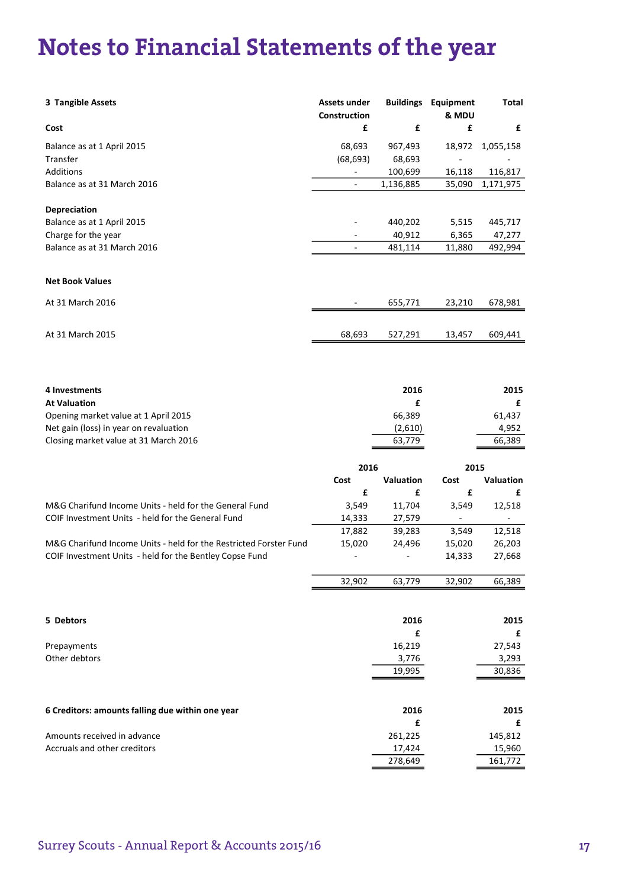# Notes to Financial Statements of the year

### 3 Tangible Assets

| Cost | Assets under Construction | Buildings | Equipment & MDU | Total |
|---|---|---|---|---|
| | £ | £ | £ | £ |
| Balance as at 1 April 2015 | 68,693 | 967,493 | 18,972 | 1,055,158 |
| Transfer | (68,693) | 68,693 | - | - |
| Additions | - | 100,699 | 16,118 | 116,817 |
| Balance as at 31 March 2016 | - | 1,136,885 | 35,090 | 1,171,975 |
| **Depreciation** | | | | |
| Balance as at 1 April 2015 | - | 440,202 | 5,515 | 445,717 |
| Charge for the year | - | 40,912 | 6,365 | 47,277 |
| Balance as at 31 March 2016 | - | 481,114 | 11,880 | 492,994 |
| **Net Book Values** | | | | |
| At 31 March 2016 | - | 655,771 | 23,210 | 678,981 |
| At 31 March 2015 | 68,693 | 527,291 | 13,457 | 609,441 |

### 4 Investments

| At Valuation | 2016 | 2015 |
|---|---|---|
| | £ | £ |
| Opening market value at 1 April 2015 | 66,389 | 61,437 |
| Net gain (loss) in year on revaluation | (2,610) | 4,952 |
| Closing market value at 31 March 2016 | 63,779 | 66,389 |

| | 2016 | | 2015 | |
|---|---|---|---|---|
| | Cost | Valuation | Cost | Valuation |
| | £ | £ | £ | £ |
| M&G Charifund Income Units - held for the General Fund | 3,549 | 11,704 | 3,549 | 12,518 |
| COIF Investment Units - held for the General Fund | 14,333 | 27,579 | - | - |
| | 17,882 | 39,283 | 3,549 | 12,518 |
| M&G Charifund Income Units - held for the Restricted Forster Fund | 15,020 | 24,496 | 15,020 | 26,203 |
| COIF Investment Units - held for the Bentley Copse Fund | - | - | 14,333 | 27,668 |
| | 32,902 | 63,779 | 32,902 | 66,389 |

### 5 Debtors

| | 2016 | 2015 |
|---|---|---|
| | £ | £ |
| Prepayments | 16,219 | 27,543 |
| Other debtors | 3,776 | 3,293 |
| | 19,995 | 30,836 |

### 6 Creditors: amounts falling due within one year

| | 2016 | 2015 |
|---|---|---|
| | £ | £ |
| Amounts received in advance | 261,225 | 145,812 |
| Accruals and other creditors | 17,424 | 15,960 |
| | 278,649 | 161,772 |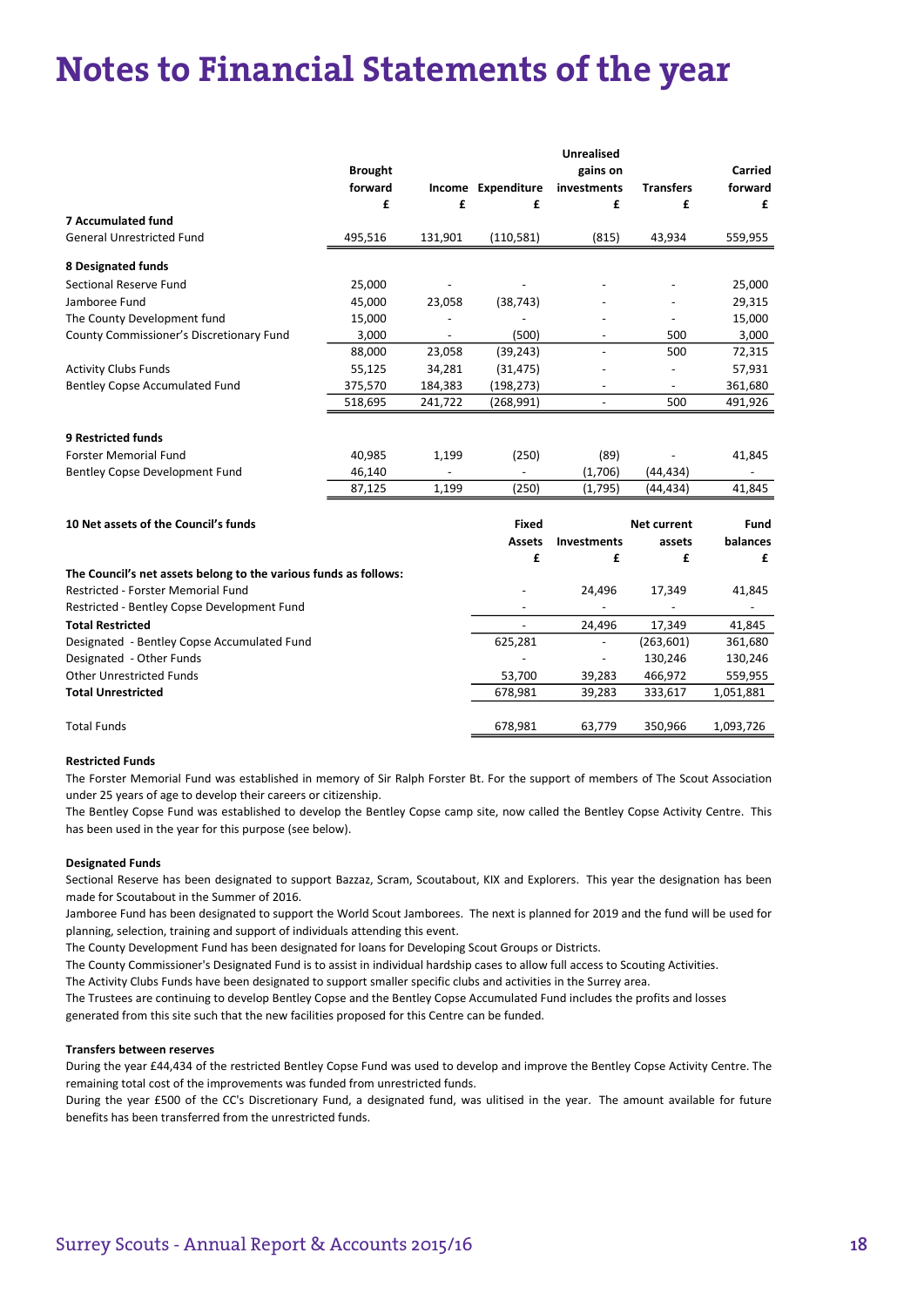# Notes to Financial Statements of the year

| | Brought forward £ | Income £ | Expenditure £ | Unrealised gains on investments £ | Transfers £ | Carried forward £ |
|---|---|---|---|---|---|---|
| **7 Accumulated fund** | | | | | | |
| General Unrestricted Fund | 495,516 | 131,901 | (110,581) | (815) | 43,934 | 559,955 |
| **8 Designated funds** | | | | | | |
| Sectional Reserve Fund | 25,000 | - | - | - | - | 25,000 |
| Jamboree Fund | 45,000 | 23,058 | (38,743) | - | - | 29,315 |
| The County Development fund | 15,000 | - | - | - | - | 15,000 |
| County Commissioner's Discretionary Fund | 3,000 | - | (500) | - | 500 | 3,000 |
| | 88,000 | 23,058 | (39,243) | - | 500 | 72,315 |
| Activity Clubs Funds | 55,125 | 34,281 | (31,475) | - | - | 57,931 |
| Bentley Copse Accumulated Fund | 375,570 | 184,383 | (198,273) | - | - | 361,680 |
| | 518,695 | 241,722 | (268,991) | - | 500 | 491,926 |
| **9 Restricted funds** | | | | | | |
| Forster Memorial Fund | 40,985 | 1,199 | (250) | (89) | - | 41,845 |
| Bentley Copse Development Fund | 46,140 | - | - | (1,706) | (44,434) | - |
| | 87,125 | 1,199 | (250) | (1,795) | (44,434) | 41,845 |

| **10 Net assets of the Council's funds** | Fixed Assets £ | Investments £ | Net current assets £ | Fund balances £ |
|---|---|---|---|---|
| **The Council's net assets belong to the various funds as follows:** | | | | |
| Restricted - Forster Memorial Fund | - | 24,496 | 17,349 | 41,845 |
| Restricted - Bentley Copse Development Fund | - | - | - | - |
| **Total Restricted** | - | 24,496 | 17,349 | 41,845 |
| Designated - Bentley Copse Accumulated Fund | 625,281 | - | (263,601) | 361,680 |
| Designated - Other Funds | - | - | 130,246 | 130,246 |
| Other Unrestricted Funds | 53,700 | 39,283 | 466,972 | 559,955 |
| **Total Unrestricted** | 678,981 | 39,283 | 333,617 | 1,051,881 |
| Total Funds | 678,981 | 63,779 | 350,966 | 1,093,726 |

**Restricted Funds**

The Forster Memorial Fund was established in memory of Sir Ralph Forster Bt. For the support of members of The Scout Association under 25 years of age to develop their careers or citizenship.

The Bentley Copse Fund was established to develop the Bentley Copse camp site, now called the Bentley Copse Activity Centre. This has been used in the year for this purpose (see below).

**Designated Funds**

Sectional Reserve has been designated to support Bazzaz, Scram, Scoutabout, KIX and Explorers. This year the designation has been made for Scoutabout in the Summer of 2016.

Jamboree Fund has been designated to support the World Scout Jamborees. The next is planned for 2019 and the fund will be used for planning, selection, training and support of individuals attending this event.

The County Development Fund has been designated for loans for Developing Scout Groups or Districts.

The County Commissioner's Designated Fund is to assist in individual hardship cases to allow full access to Scouting Activities.

The Activity Clubs Funds have been designated to support smaller specific clubs and activities in the Surrey area.

The Trustees are continuing to develop Bentley Copse and the Bentley Copse Accumulated Fund includes the profits and losses generated from this site such that the new facilities proposed for this Centre can be funded.

**Transfers between reserves**

During the year £44,434 of the restricted Bentley Copse Fund was used to develop and improve the Bentley Copse Activity Centre. The remaining total cost of the improvements was funded from unrestricted funds.

During the year £500 of the CC's Discretionary Fund, a designated fund, was ulitised in the year. The amount available for future benefits has been transferred from the unrestricted funds.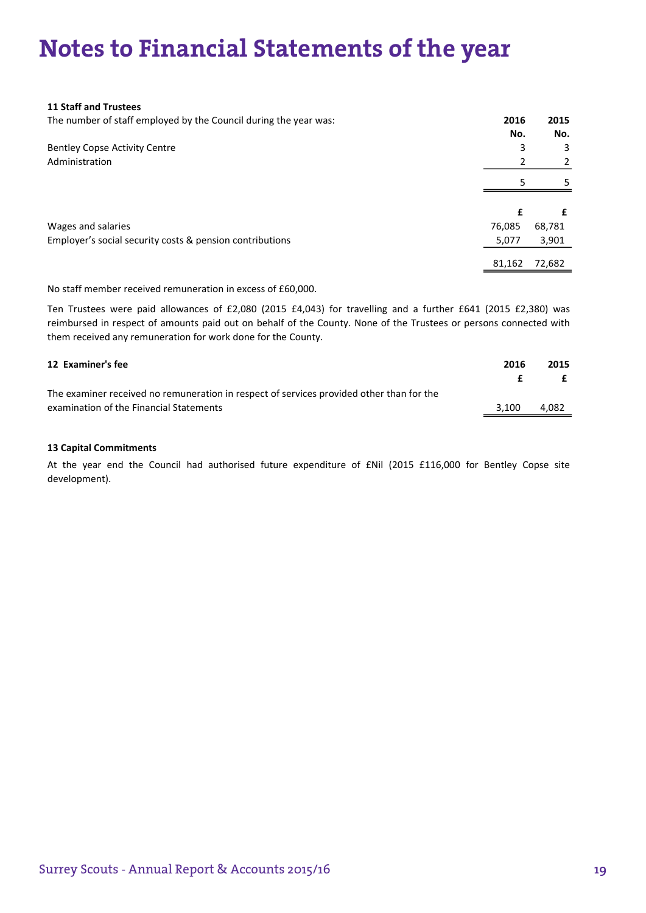# Notes to Financial Statements of the year

**11 Staff and Trustees**

| The number of staff employed by the Council during the year was: | 2016 No. | 2015 No. |
|---|---|---|
| Bentley Copse Activity Centre | 3 | 3 |
| Administration | 2 | 2 |
| | 5 | 5 |

| | £ | £ |
|---|---|---|
| Wages and salaries | 76,085 | 68,781 |
| Employer's social security costs & pension contributions | 5,077 | 3,901 |
| | 81,162 | 72,682 |

No staff member received remuneration in excess of £60,000.

Ten Trustees were paid allowances of £2,080 (2015 £4,043) for travelling and a further £641 (2015 £2,380) was reimbursed in respect of amounts paid out on behalf of the County. None of the Trustees or persons connected with them received any remuneration for work done for the County.

| **12 Examiner's fee** | 2016 £ | 2015 £ |
|---|---|---|
| The examiner received no remuneration in respect of services provided other than for the examination of the Financial Statements | 3,100 | 4,082 |

**13 Capital Commitments**

At the year end the Council had authorised future expenditure of £Nil (2015 £116,000 for Bentley Copse site development).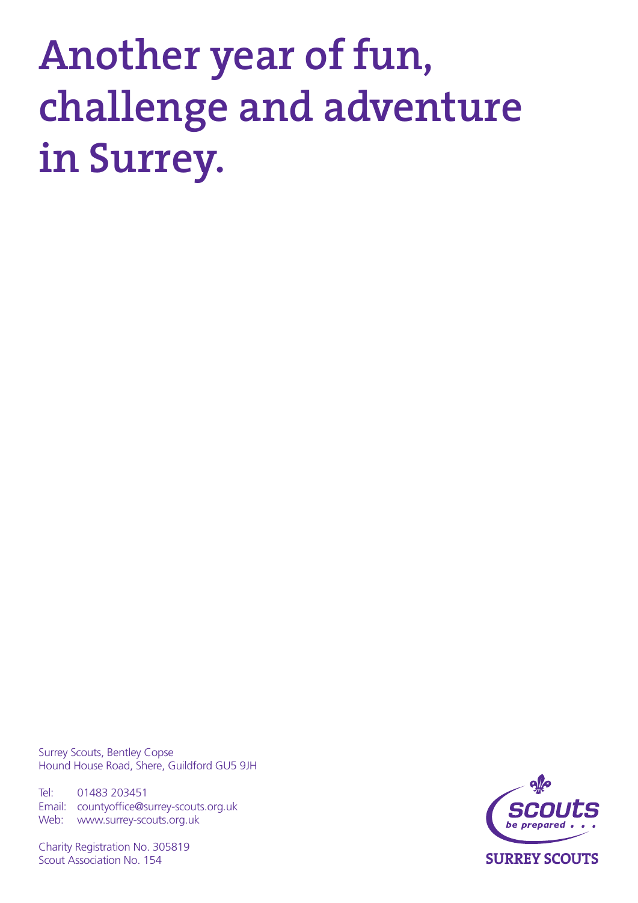# Another year of fun, challenge and adventure in Surrey.

Surrey Scouts, Bentley Copse
Hound House Road, Shere, Guildford GU5 9JH

Tel: 01483 203451
Email: countyoffice@surrey-scouts.org.uk
Web: www.surrey-scouts.org.uk

Charity Registration No. 305819
Scout Association No. 154

scouts
be prepared . . .
SURREY SCOUTS